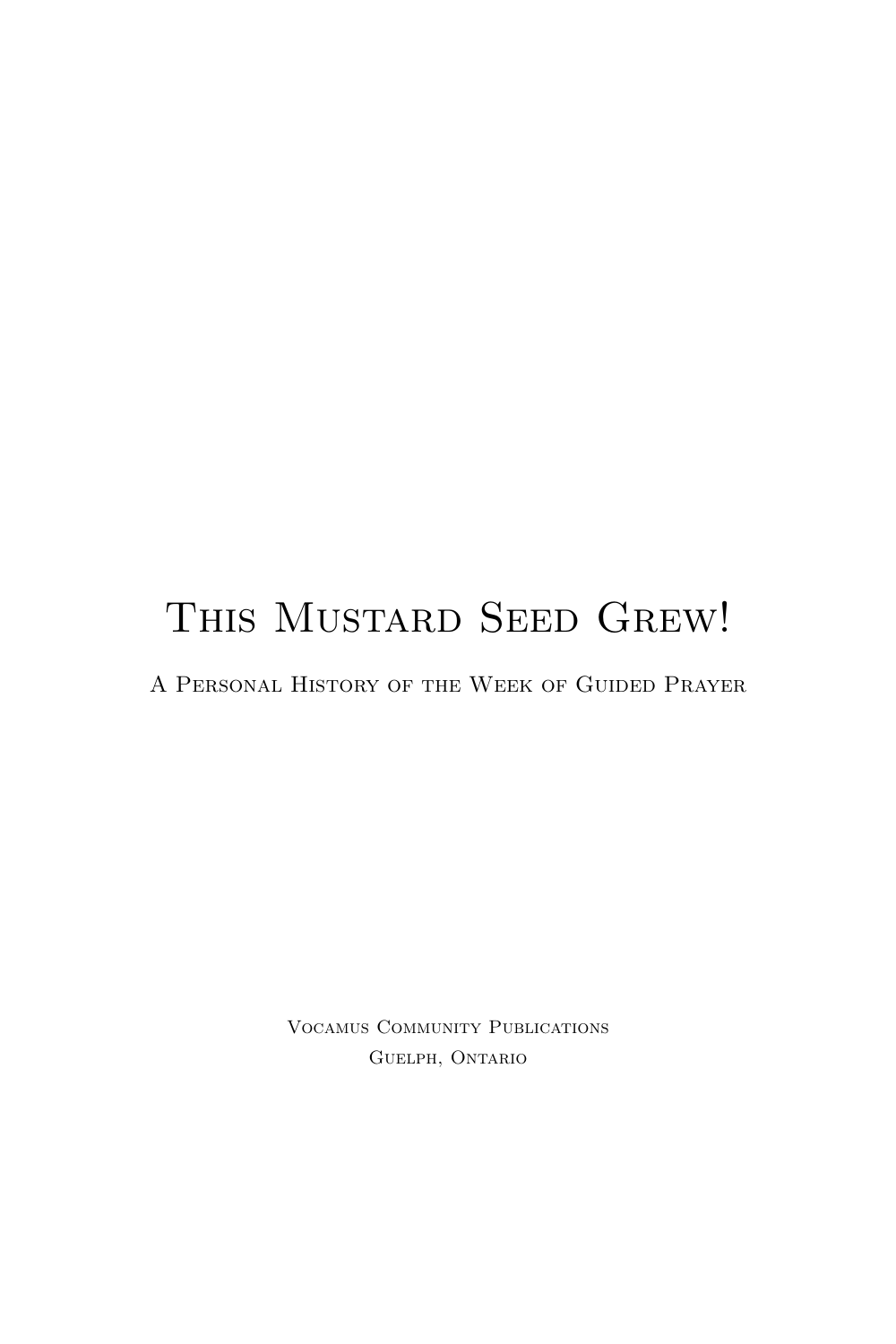# This Mustard Seed Grew!

## A Personal History of the Week of Guided Prayer

Vocamus Community Publications
Guelph, Ontario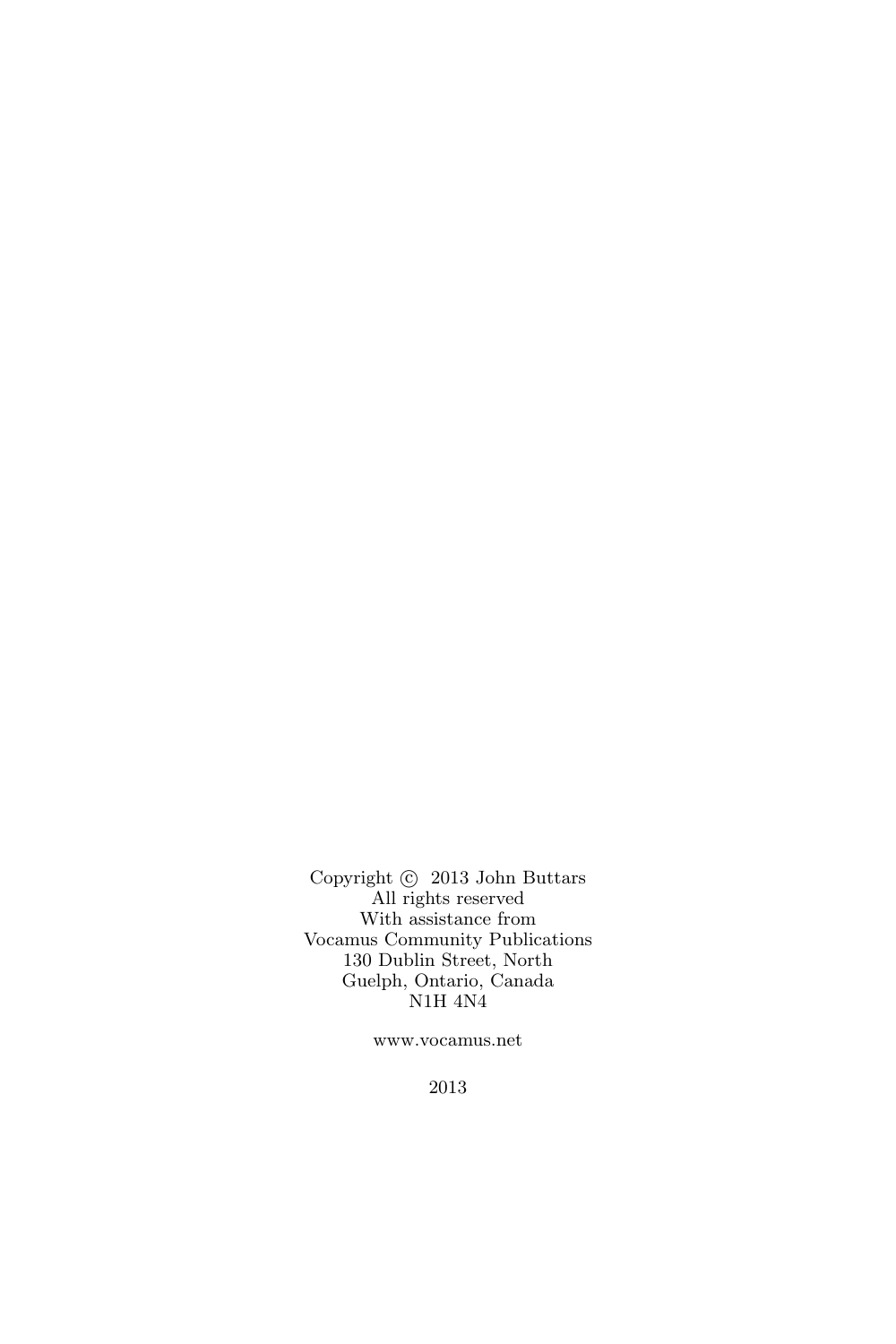Copyright © 2013 John Buttars
All rights reserved
With assistance from
Vocamus Community Publications
130 Dublin Street, North
Guelph, Ontario, Canada
N1H 4N4

www.vocamus.net

2013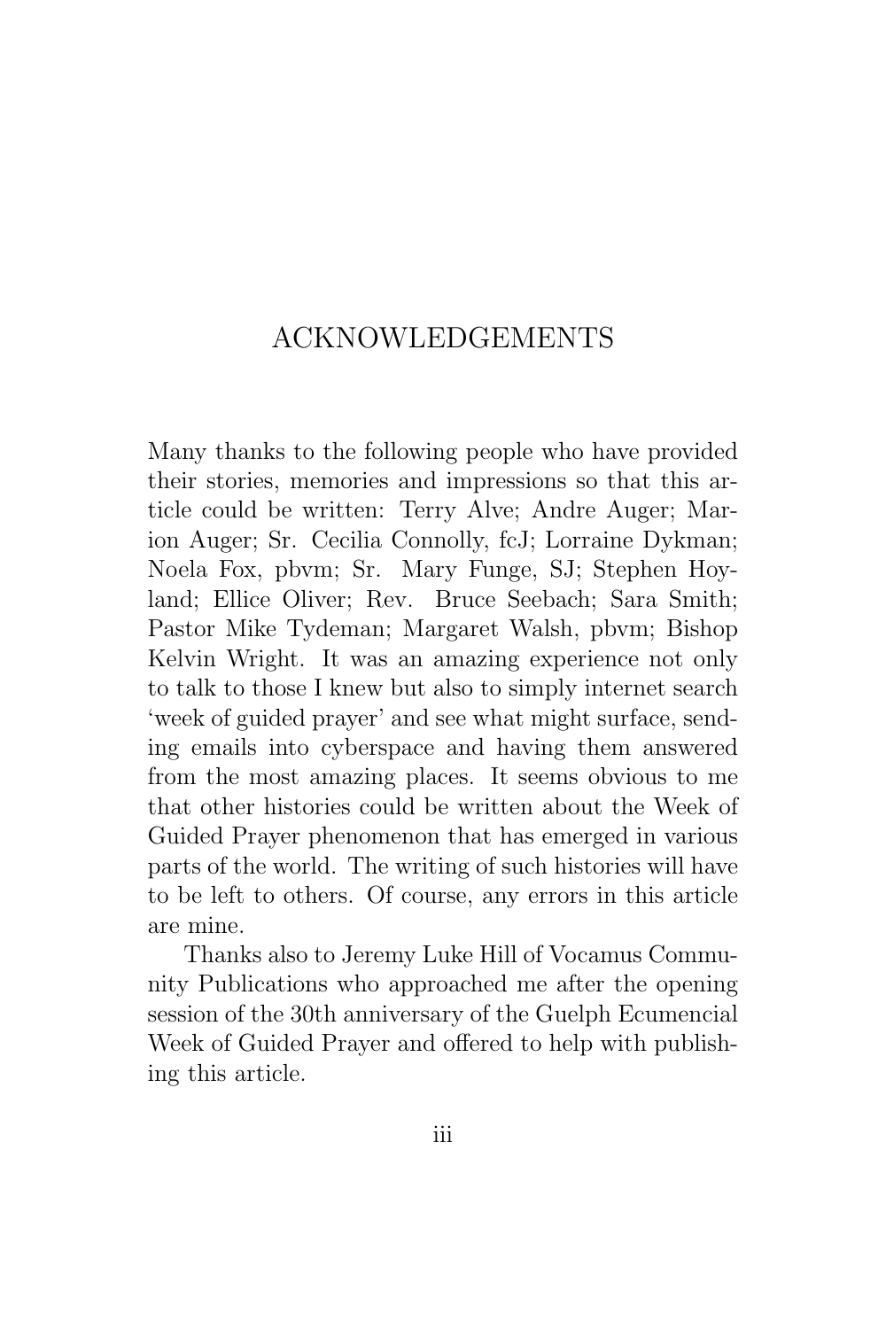# ACKNOWLEDGEMENTS

Many thanks to the following people who have provided their stories, memories and impressions so that this article could be written: Terry Alve; Andre Auger; Marion Auger; Sr. Cecilia Connolly, fcJ; Lorraine Dykman; Noela Fox, pbvm; Sr. Mary Funge, SJ; Stephen Hoyland; Ellice Oliver; Rev. Bruce Seebach; Sara Smith; Pastor Mike Tydeman; Margaret Walsh, pbvm; Bishop Kelvin Wright. It was an amazing experience not only to talk to those I knew but also to simply internet search 'week of guided prayer' and see what might surface, sending emails into cyberspace and having them answered from the most amazing places. It seems obvious to me that other histories could be written about the Week of Guided Prayer phenomenon that has emerged in various parts of the world. The writing of such histories will have to be left to others. Of course, any errors in this article are mine.

Thanks also to Jeremy Luke Hill of Vocamus Community Publications who approached me after the opening session of the 30th anniversary of the Guelph Ecumencial Week of Guided Prayer and offered to help with publishing this article.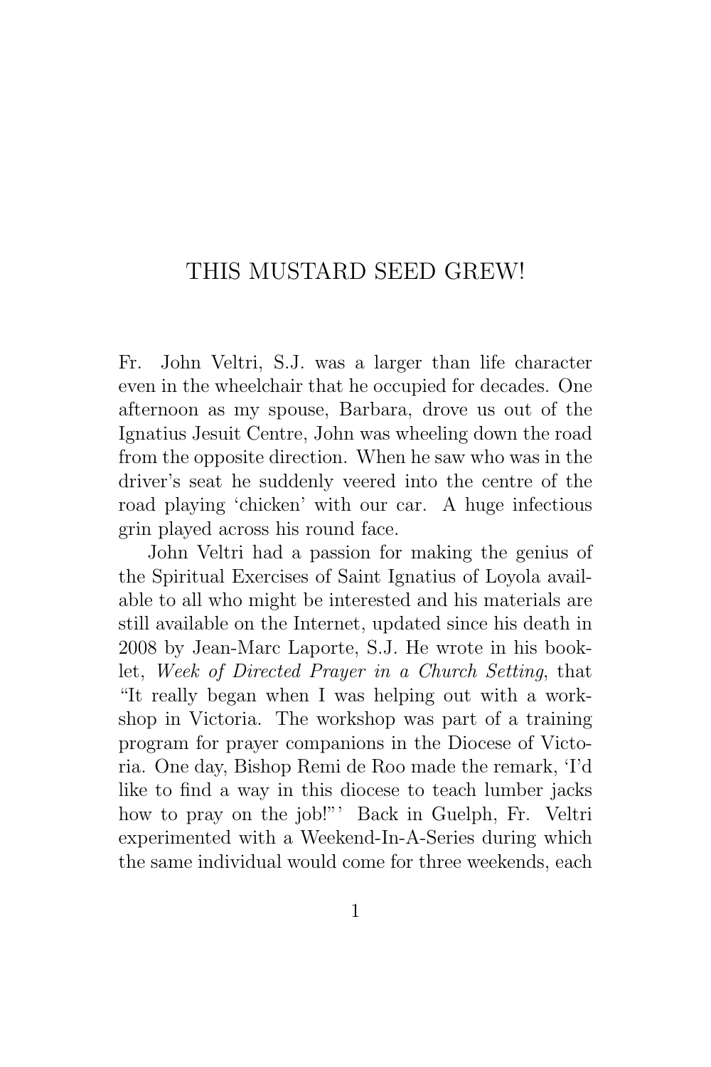# THIS MUSTARD SEED GREW!

Fr. John Veltri, S.J. was a larger than life character even in the wheelchair that he occupied for decades. One afternoon as my spouse, Barbara, drove us out of the Ignatius Jesuit Centre, John was wheeling down the road from the opposite direction. When he saw who was in the driver's seat he suddenly veered into the centre of the road playing 'chicken' with our car. A huge infectious grin played across his round face.

John Veltri had a passion for making the genius of the Spiritual Exercises of Saint Ignatius of Loyola available to all who might be interested and his materials are still available on the Internet, updated since his death in 2008 by Jean-Marc Laporte, S.J. He wrote in his booklet, *Week of Directed Prayer in a Church Setting*, that "It really began when I was helping out with a workshop in Victoria. The workshop was part of a training program for prayer companions in the Diocese of Victoria. One day, Bishop Remi de Roo made the remark, 'I'd like to find a way in this diocese to teach lumber jacks how to pray on the job!"' Back in Guelph, Fr. Veltri experimented with a Weekend-In-A-Series during which the same individual would come for three weekends, each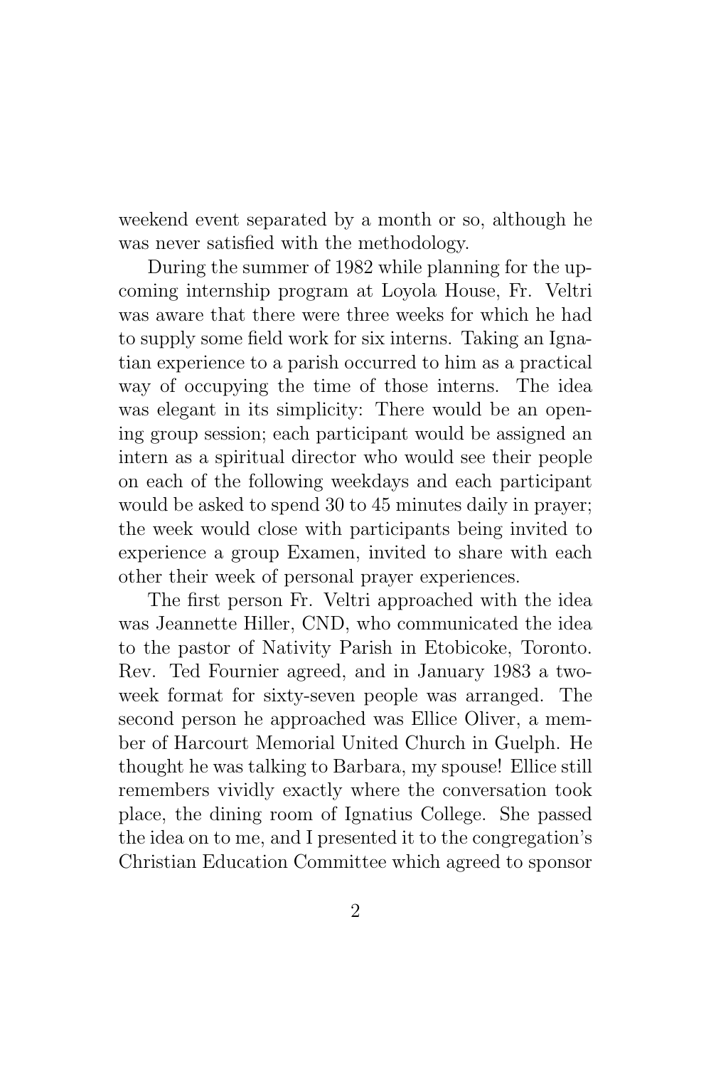weekend event separated by a month or so, although he was never satisfied with the methodology.

During the summer of 1982 while planning for the upcoming internship program at Loyola House, Fr. Veltri was aware that there were three weeks for which he had to supply some field work for six interns. Taking an Ignatian experience to a parish occurred to him as a practical way of occupying the time of those interns. The idea was elegant in its simplicity: There would be an opening group session; each participant would be assigned an intern as a spiritual director who would see their people on each of the following weekdays and each participant would be asked to spend 30 to 45 minutes daily in prayer; the week would close with participants being invited to experience a group Examen, invited to share with each other their week of personal prayer experiences.

The first person Fr. Veltri approached with the idea was Jeannette Hiller, CND, who communicated the idea to the pastor of Nativity Parish in Etobicoke, Toronto. Rev. Ted Fournier agreed, and in January 1983 a two-week format for sixty-seven people was arranged. The second person he approached was Ellice Oliver, a member of Harcourt Memorial United Church in Guelph. He thought he was talking to Barbara, my spouse! Ellice still remembers vividly exactly where the conversation took place, the dining room of Ignatius College. She passed the idea on to me, and I presented it to the congregation's Christian Education Committee which agreed to sponsor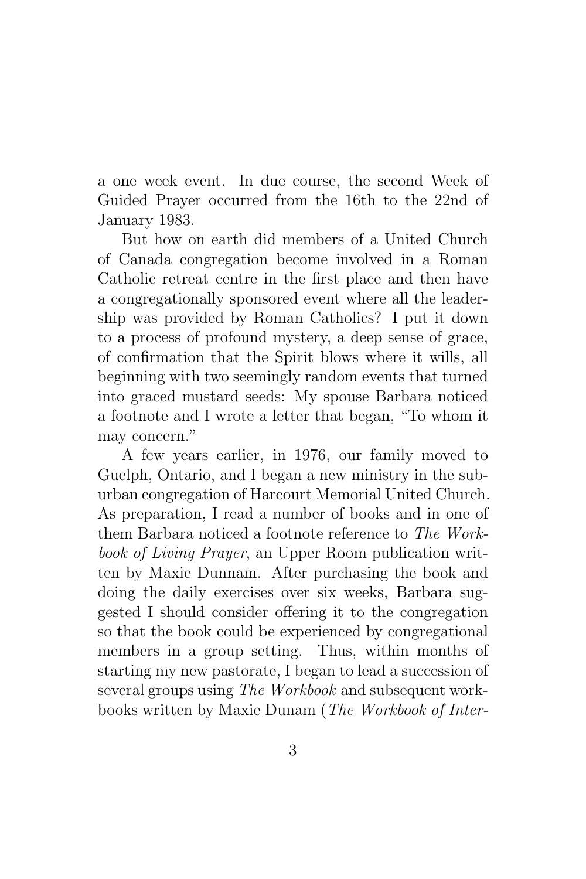a one week event. In due course, the second Week of Guided Prayer occurred from the 16th to the 22nd of January 1983.

But how on earth did members of a United Church of Canada congregation become involved in a Roman Catholic retreat centre in the first place and then have a congregationally sponsored event where all the leadership was provided by Roman Catholics? I put it down to a process of profound mystery, a deep sense of grace, of confirmation that the Spirit blows where it wills, all beginning with two seemingly random events that turned into graced mustard seeds: My spouse Barbara noticed a footnote and I wrote a letter that began, "To whom it may concern."

A few years earlier, in 1976, our family moved to Guelph, Ontario, and I began a new ministry in the suburban congregation of Harcourt Memorial United Church. As preparation, I read a number of books and in one of them Barbara noticed a footnote reference to *The Workbook of Living Prayer*, an Upper Room publication written by Maxie Dunnam. After purchasing the book and doing the daily exercises over six weeks, Barbara suggested I should consider offering it to the congregation so that the book could be experienced by congregational members in a group setting. Thus, within months of starting my new pastorate, I began to lead a succession of several groups using *The Workbook* and subsequent workbooks written by Maxie Dunam (*The Workbook of Inter-*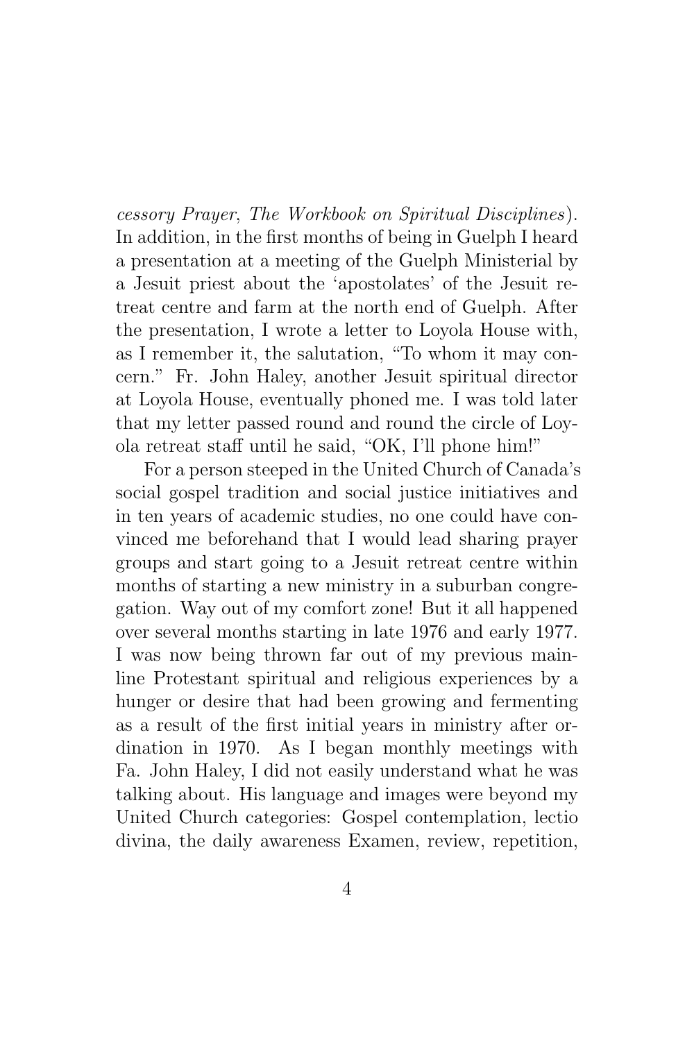*cessory Prayer*, *The Workbook on Spiritual Disciplines*). In addition, in the first months of being in Guelph I heard a presentation at a meeting of the Guelph Ministerial by a Jesuit priest about the 'apostolates' of the Jesuit retreat centre and farm at the north end of Guelph. After the presentation, I wrote a letter to Loyola House with, as I remember it, the salutation, "To whom it may concern." Fr. John Haley, another Jesuit spiritual director at Loyola House, eventually phoned me. I was told later that my letter passed round and round the circle of Loyola retreat staff until he said, "OK, I'll phone him!"

For a person steeped in the United Church of Canada's social gospel tradition and social justice initiatives and in ten years of academic studies, no one could have convinced me beforehand that I would lead sharing prayer groups and start going to a Jesuit retreat centre within months of starting a new ministry in a suburban congregation. Way out of my comfort zone! But it all happened over several months starting in late 1976 and early 1977. I was now being thrown far out of my previous mainline Protestant spiritual and religious experiences by a hunger or desire that had been growing and fermenting as a result of the first initial years in ministry after ordination in 1970. As I began monthly meetings with Fa. John Haley, I did not easily understand what he was talking about. His language and images were beyond my United Church categories: Gospel contemplation, lectio divina, the daily awareness Examen, review, repetition,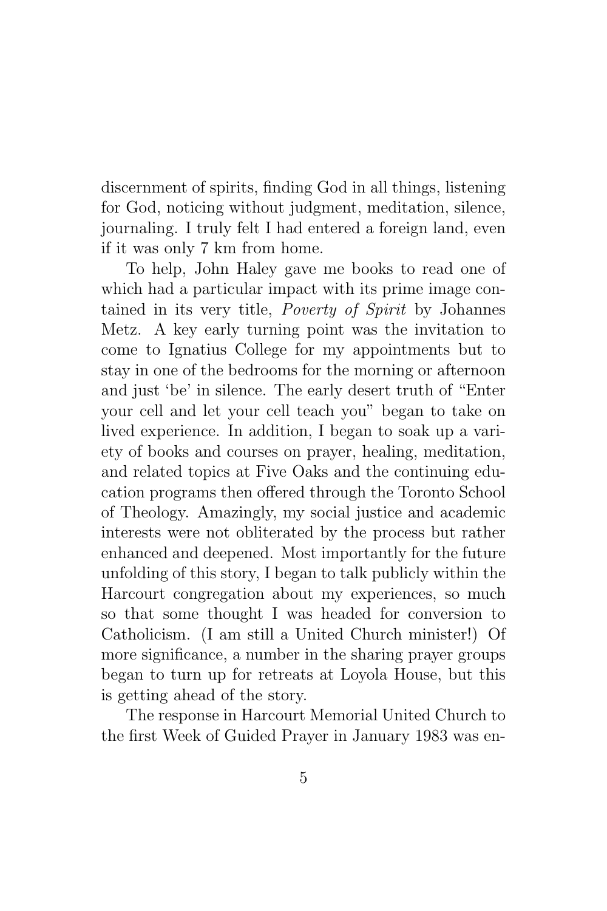discernment of spirits, finding God in all things, listening for God, noticing without judgment, meditation, silence, journaling. I truly felt I had entered a foreign land, even if it was only 7 km from home.

To help, John Haley gave me books to read one of which had a particular impact with its prime image contained in its very title, *Poverty of Spirit* by Johannes Metz. A key early turning point was the invitation to come to Ignatius College for my appointments but to stay in one of the bedrooms for the morning or afternoon and just 'be' in silence. The early desert truth of "Enter your cell and let your cell teach you" began to take on lived experience. In addition, I began to soak up a variety of books and courses on prayer, healing, meditation, and related topics at Five Oaks and the continuing education programs then offered through the Toronto School of Theology. Amazingly, my social justice and academic interests were not obliterated by the process but rather enhanced and deepened. Most importantly for the future unfolding of this story, I began to talk publicly within the Harcourt congregation about my experiences, so much so that some thought I was headed for conversion to Catholicism. (I am still a United Church minister!) Of more significance, a number in the sharing prayer groups began to turn up for retreats at Loyola House, but this is getting ahead of the story.

The response in Harcourt Memorial United Church to the first Week of Guided Prayer in January 1983 was en-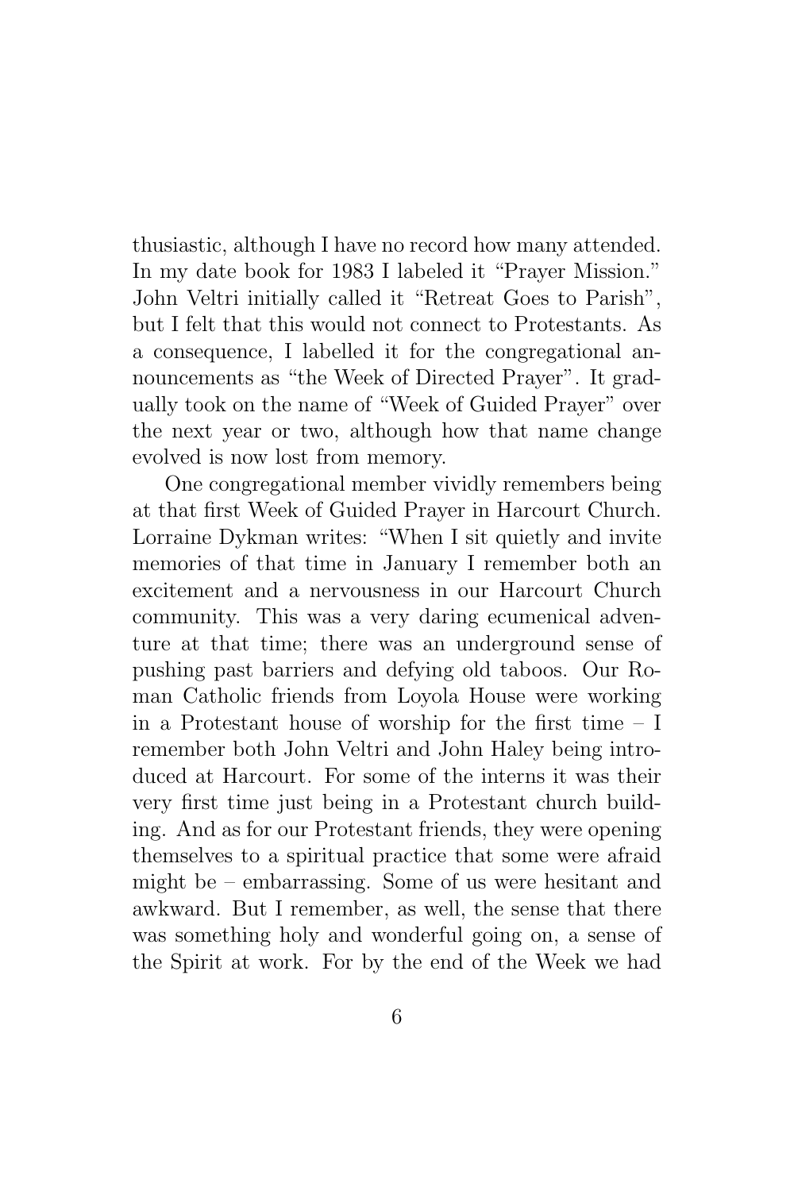thusiastic, although I have no record how many attended. In my date book for 1983 I labeled it "Prayer Mission." John Veltri initially called it "Retreat Goes to Parish", but I felt that this would not connect to Protestants. As a consequence, I labelled it for the congregational announcements as "the Week of Directed Prayer". It gradually took on the name of "Week of Guided Prayer" over the next year or two, although how that name change evolved is now lost from memory.

One congregational member vividly remembers being at that first Week of Guided Prayer in Harcourt Church. Lorraine Dykman writes: "When I sit quietly and invite memories of that time in January I remember both an excitement and a nervousness in our Harcourt Church community. This was a very daring ecumenical adventure at that time; there was an underground sense of pushing past barriers and defying old taboos. Our Roman Catholic friends from Loyola House were working in a Protestant house of worship for the first time – I remember both John Veltri and John Haley being introduced at Harcourt. For some of the interns it was their very first time just being in a Protestant church building. And as for our Protestant friends, they were opening themselves to a spiritual practice that some were afraid might be – embarrassing. Some of us were hesitant and awkward. But I remember, as well, the sense that there was something holy and wonderful going on, a sense of the Spirit at work. For by the end of the Week we had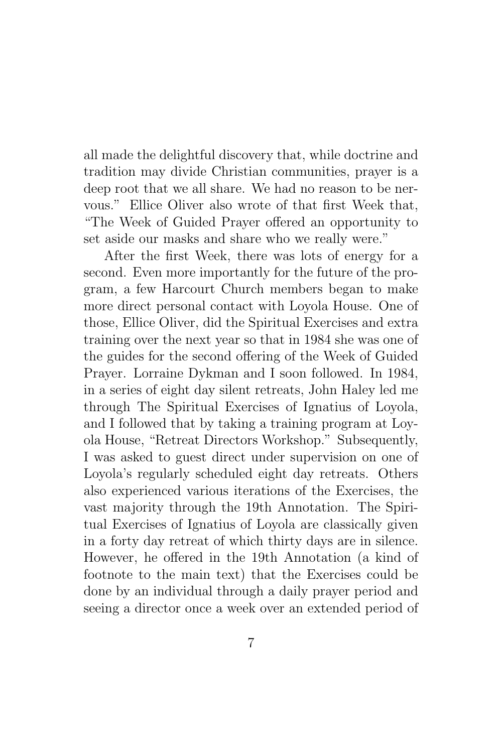all made the delightful discovery that, while doctrine and tradition may divide Christian communities, prayer is a deep root that we all share. We had no reason to be nervous." Ellice Oliver also wrote of that first Week that, "The Week of Guided Prayer offered an opportunity to set aside our masks and share who we really were."

After the first Week, there was lots of energy for a second. Even more importantly for the future of the program, a few Harcourt Church members began to make more direct personal contact with Loyola House. One of those, Ellice Oliver, did the Spiritual Exercises and extra training over the next year so that in 1984 she was one of the guides for the second offering of the Week of Guided Prayer. Lorraine Dykman and I soon followed. In 1984, in a series of eight day silent retreats, John Haley led me through The Spiritual Exercises of Ignatius of Loyola, and I followed that by taking a training program at Loyola House, "Retreat Directors Workshop." Subsequently, I was asked to guest direct under supervision on one of Loyola's regularly scheduled eight day retreats. Others also experienced various iterations of the Exercises, the vast majority through the 19th Annotation. The Spiritual Exercises of Ignatius of Loyola are classically given in a forty day retreat of which thirty days are in silence. However, he offered in the 19th Annotation (a kind of footnote to the main text) that the Exercises could be done by an individual through a daily prayer period and seeing a director once a week over an extended period of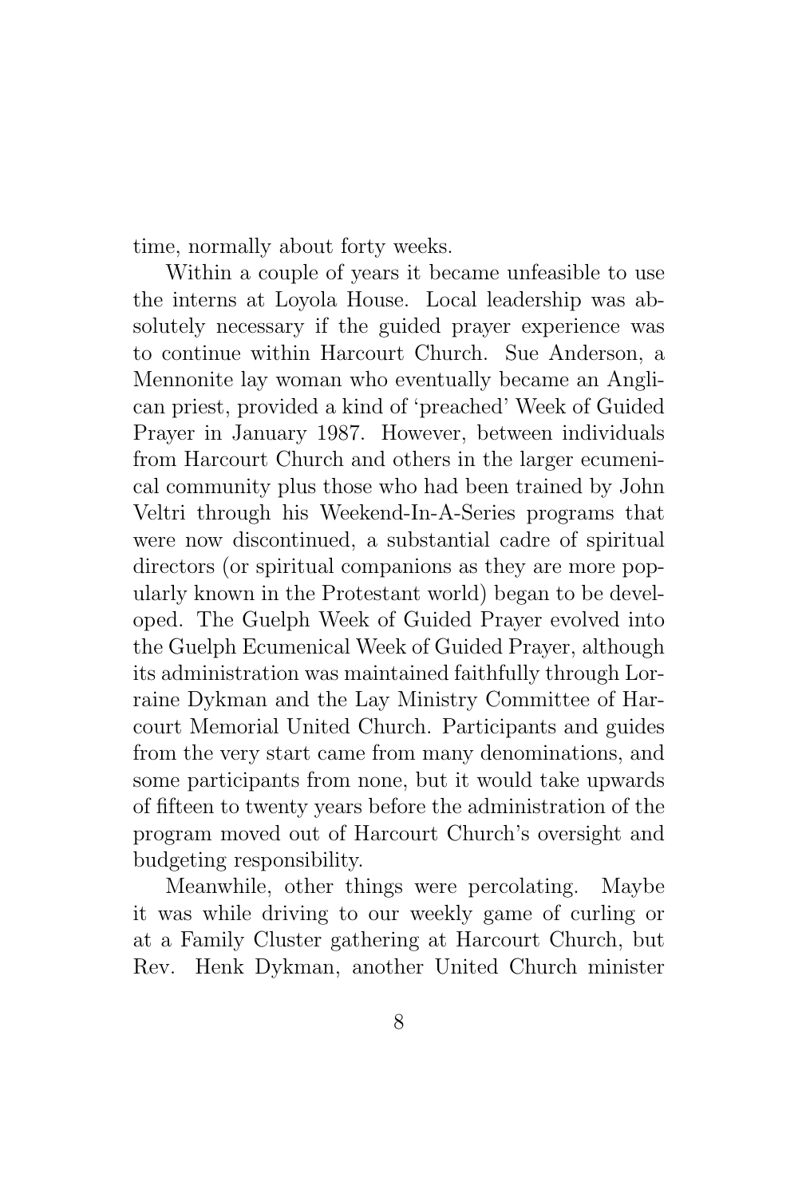time, normally about forty weeks.

Within a couple of years it became unfeasible to use the interns at Loyola House. Local leadership was absolutely necessary if the guided prayer experience was to continue within Harcourt Church. Sue Anderson, a Mennonite lay woman who eventually became an Anglican priest, provided a kind of 'preached' Week of Guided Prayer in January 1987. However, between individuals from Harcourt Church and others in the larger ecumenical community plus those who had been trained by John Veltri through his Weekend-In-A-Series programs that were now discontinued, a substantial cadre of spiritual directors (or spiritual companions as they are more popularly known in the Protestant world) began to be developed. The Guelph Week of Guided Prayer evolved into the Guelph Ecumenical Week of Guided Prayer, although its administration was maintained faithfully through Lorraine Dykman and the Lay Ministry Committee of Harcourt Memorial United Church. Participants and guides from the very start came from many denominations, and some participants from none, but it would take upwards of fifteen to twenty years before the administration of the program moved out of Harcourt Church's oversight and budgeting responsibility.

Meanwhile, other things were percolating. Maybe it was while driving to our weekly game of curling or at a Family Cluster gathering at Harcourt Church, but Rev. Henk Dykman, another United Church minister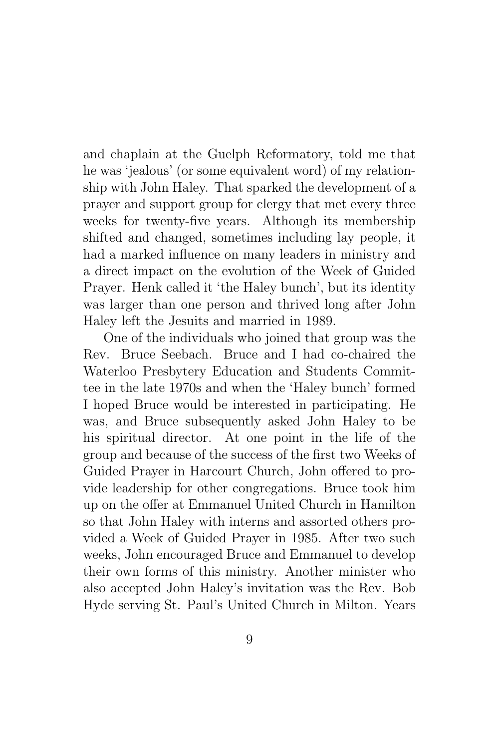and chaplain at the Guelph Reformatory, told me that he was 'jealous' (or some equivalent word) of my relationship with John Haley. That sparked the development of a prayer and support group for clergy that met every three weeks for twenty-five years. Although its membership shifted and changed, sometimes including lay people, it had a marked influence on many leaders in ministry and a direct impact on the evolution of the Week of Guided Prayer. Henk called it 'the Haley bunch', but its identity was larger than one person and thrived long after John Haley left the Jesuits and married in 1989.

One of the individuals who joined that group was the Rev. Bruce Seebach. Bruce and I had co-chaired the Waterloo Presbytery Education and Students Committee in the late 1970s and when the 'Haley bunch' formed I hoped Bruce would be interested in participating. He was, and Bruce subsequently asked John Haley to be his spiritual director. At one point in the life of the group and because of the success of the first two Weeks of Guided Prayer in Harcourt Church, John offered to provide leadership for other congregations. Bruce took him up on the offer at Emmanuel United Church in Hamilton so that John Haley with interns and assorted others provided a Week of Guided Prayer in 1985. After two such weeks, John encouraged Bruce and Emmanuel to develop their own forms of this ministry. Another minister who also accepted John Haley's invitation was the Rev. Bob Hyde serving St. Paul's United Church in Milton. Years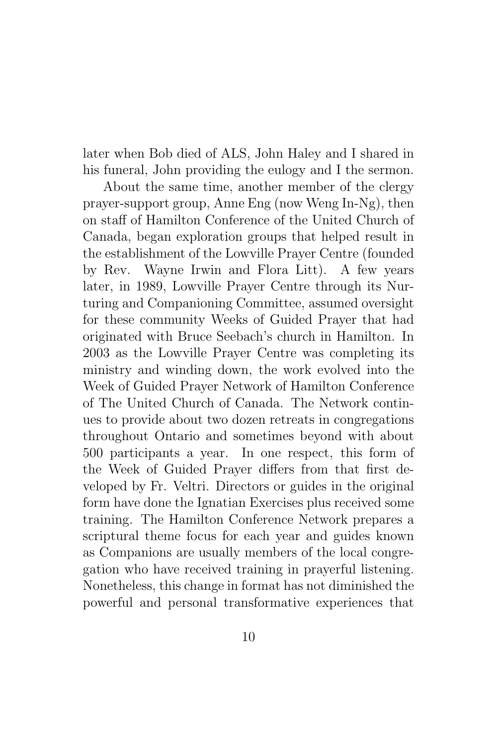later when Bob died of ALS, John Haley and I shared in his funeral, John providing the eulogy and I the sermon.

About the same time, another member of the clergy prayer-support group, Anne Eng (now Weng In-Ng), then on staff of Hamilton Conference of the United Church of Canada, began exploration groups that helped result in the establishment of the Lowville Prayer Centre (founded by Rev. Wayne Irwin and Flora Litt). A few years later, in 1989, Lowville Prayer Centre through its Nurturing and Companioning Committee, assumed oversight for these community Weeks of Guided Prayer that had originated with Bruce Seebach's church in Hamilton. In 2003 as the Lowville Prayer Centre was completing its ministry and winding down, the work evolved into the Week of Guided Prayer Network of Hamilton Conference of The United Church of Canada. The Network continues to provide about two dozen retreats in congregations throughout Ontario and sometimes beyond with about 500 participants a year. In one respect, this form of the Week of Guided Prayer differs from that first developed by Fr. Veltri. Directors or guides in the original form have done the Ignatian Exercises plus received some training. The Hamilton Conference Network prepares a scriptural theme focus for each year and guides known as Companions are usually members of the local congregation who have received training in prayerful listening. Nonetheless, this change in format has not diminished the powerful and personal transformative experiences that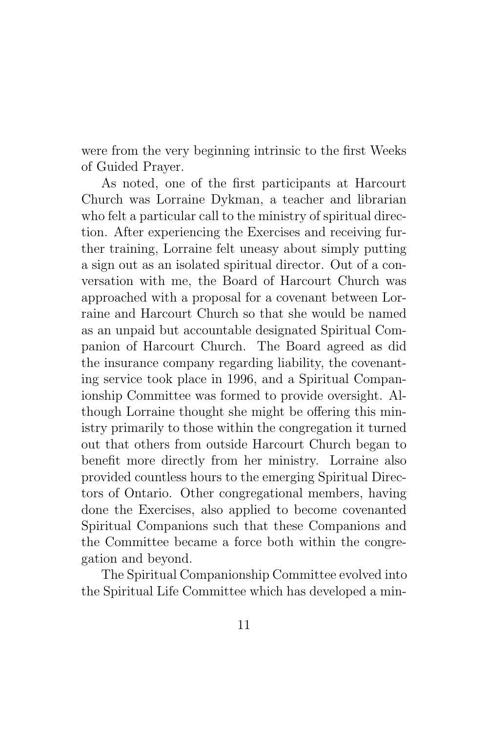were from the very beginning intrinsic to the first Weeks of Guided Prayer.

As noted, one of the first participants at Harcourt Church was Lorraine Dykman, a teacher and librarian who felt a particular call to the ministry of spiritual direction. After experiencing the Exercises and receiving further training, Lorraine felt uneasy about simply putting a sign out as an isolated spiritual director. Out of a conversation with me, the Board of Harcourt Church was approached with a proposal for a covenant between Lorraine and Harcourt Church so that she would be named as an unpaid but accountable designated Spiritual Companion of Harcourt Church. The Board agreed as did the insurance company regarding liability, the covenanting service took place in 1996, and a Spiritual Companionship Committee was formed to provide oversight. Although Lorraine thought she might be offering this ministry primarily to those within the congregation it turned out that others from outside Harcourt Church began to benefit more directly from her ministry. Lorraine also provided countless hours to the emerging Spiritual Directors of Ontario. Other congregational members, having done the Exercises, also applied to become covenanted Spiritual Companions such that these Companions and the Committee became a force both within the congregation and beyond.

The Spiritual Companionship Committee evolved into the Spiritual Life Committee which has developed a min-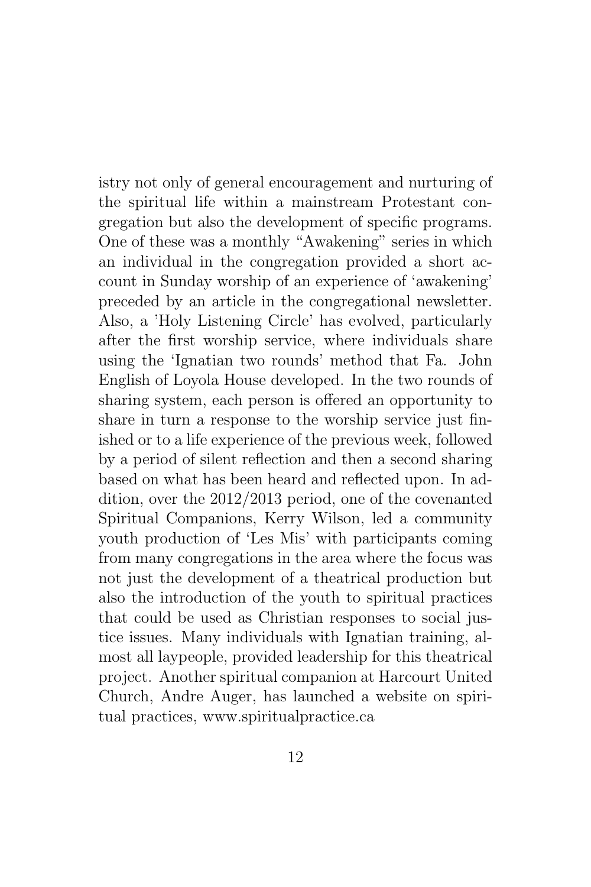istry not only of general encouragement and nurturing of the spiritual life within a mainstream Protestant congregation but also the development of specific programs. One of these was a monthly "Awakening" series in which an individual in the congregation provided a short account in Sunday worship of an experience of 'awakening' preceded by an article in the congregational newsletter. Also, a 'Holy Listening Circle' has evolved, particularly after the first worship service, where individuals share using the 'Ignatian two rounds' method that Fa. John English of Loyola House developed. In the two rounds of sharing system, each person is offered an opportunity to share in turn a response to the worship service just finished or to a life experience of the previous week, followed by a period of silent reflection and then a second sharing based on what has been heard and reflected upon. In addition, over the 2012/2013 period, one of the covenanted Spiritual Companions, Kerry Wilson, led a community youth production of 'Les Mis' with participants coming from many congregations in the area where the focus was not just the development of a theatrical production but also the introduction of the youth to spiritual practices that could be used as Christian responses to social justice issues. Many individuals with Ignatian training, almost all laypeople, provided leadership for this theatrical project. Another spiritual companion at Harcourt United Church, Andre Auger, has launched a website on spiritual practices, www.spiritualpractice.ca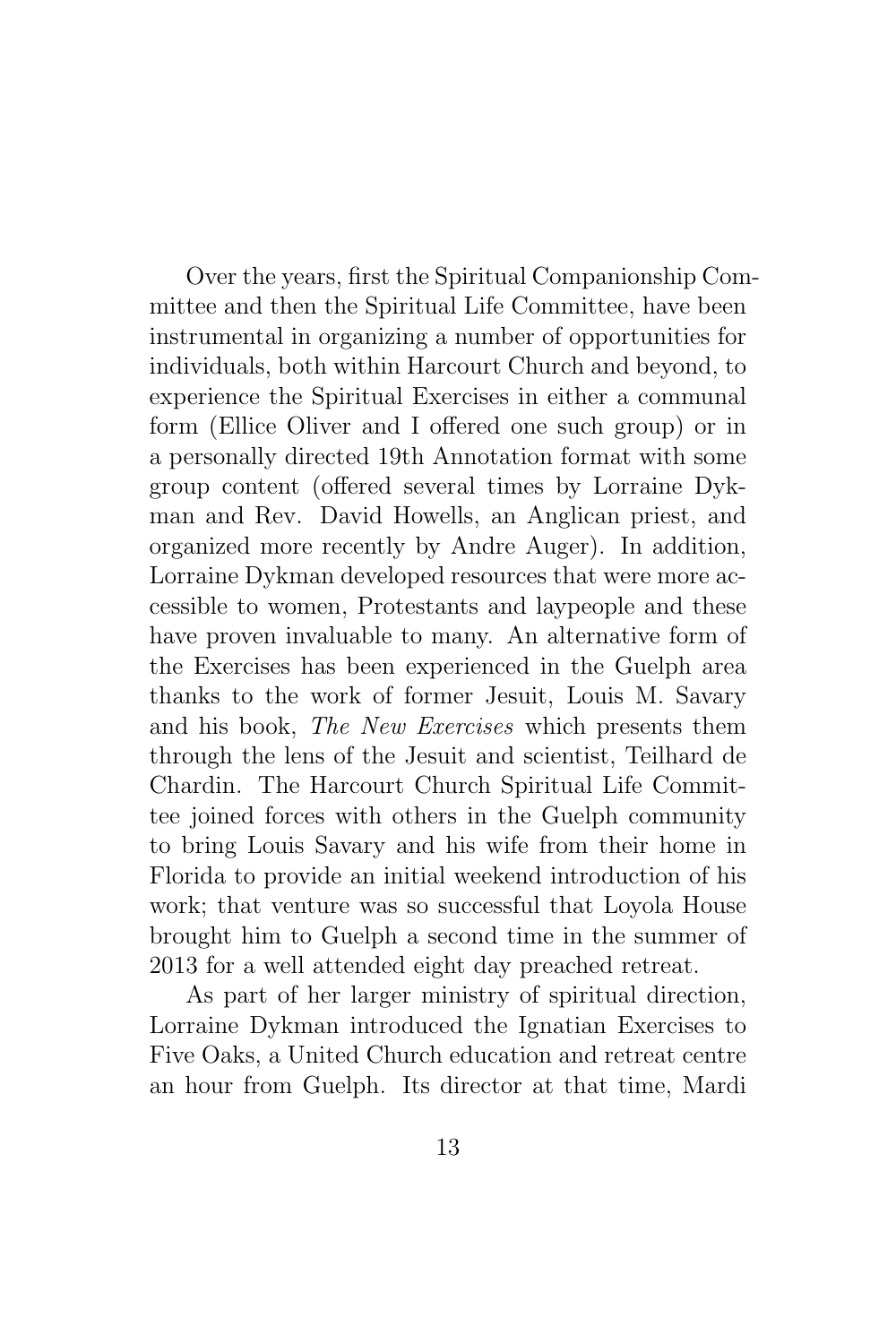Over the years, first the Spiritual Companionship Committee and then the Spiritual Life Committee, have been instrumental in organizing a number of opportunities for individuals, both within Harcourt Church and beyond, to experience the Spiritual Exercises in either a communal form (Ellice Oliver and I offered one such group) or in a personally directed 19th Annotation format with some group content (offered several times by Lorraine Dykman and Rev. David Howells, an Anglican priest, and organized more recently by Andre Auger). In addition, Lorraine Dykman developed resources that were more accessible to women, Protestants and laypeople and these have proven invaluable to many. An alternative form of the Exercises has been experienced in the Guelph area thanks to the work of former Jesuit, Louis M. Savary and his book, *The New Exercises* which presents them through the lens of the Jesuit and scientist, Teilhard de Chardin. The Harcourt Church Spiritual Life Committee joined forces with others in the Guelph community to bring Louis Savary and his wife from their home in Florida to provide an initial weekend introduction of his work; that venture was so successful that Loyola House brought him to Guelph a second time in the summer of 2013 for a well attended eight day preached retreat.

As part of her larger ministry of spiritual direction, Lorraine Dykman introduced the Ignatian Exercises to Five Oaks, a United Church education and retreat centre an hour from Guelph. Its director at that time, Mardi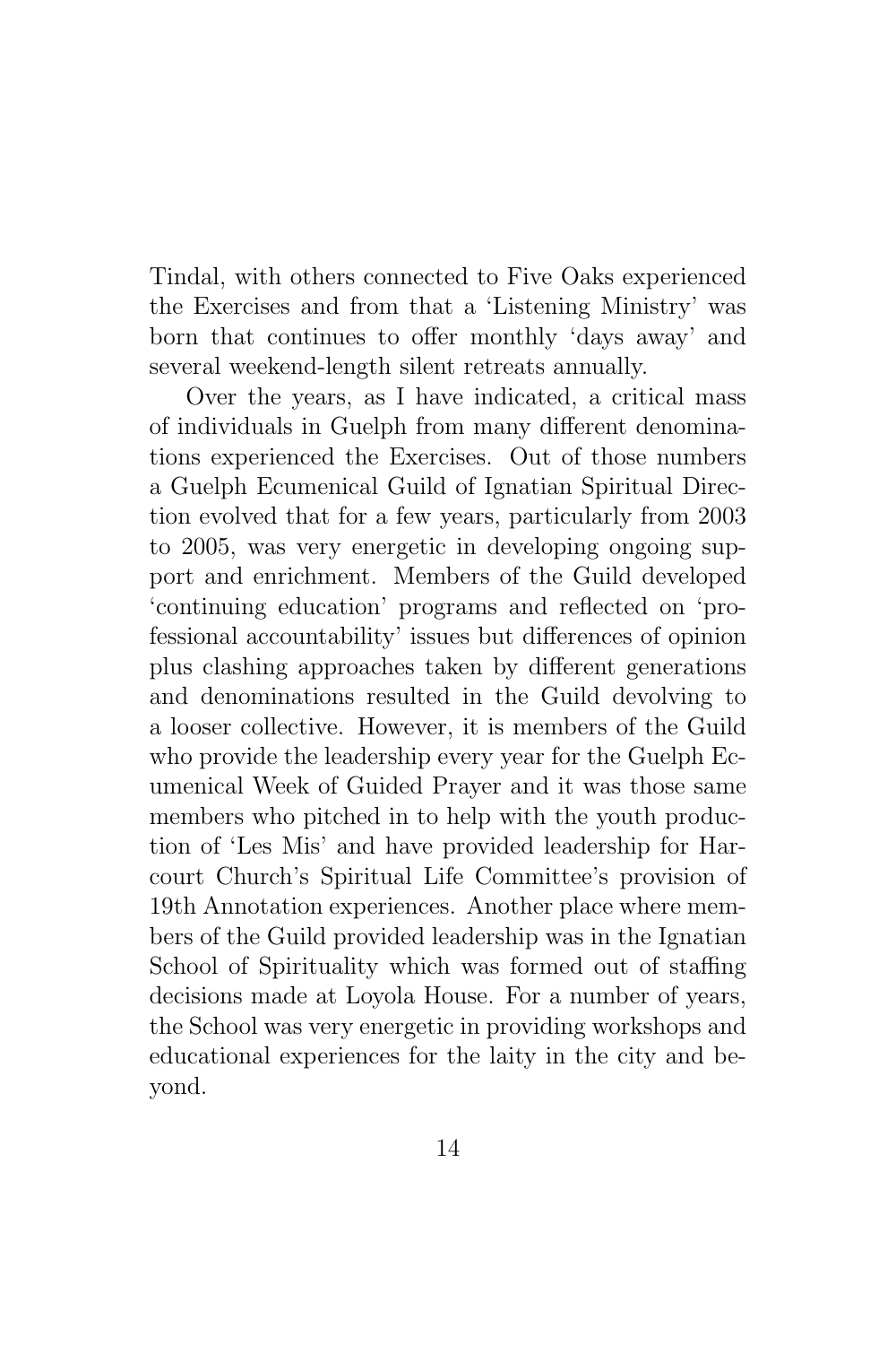Tindal, with others connected to Five Oaks experienced the Exercises and from that a 'Listening Ministry' was born that continues to offer monthly 'days away' and several weekend-length silent retreats annually.

Over the years, as I have indicated, a critical mass of individuals in Guelph from many different denominations experienced the Exercises. Out of those numbers a Guelph Ecumenical Guild of Ignatian Spiritual Direction evolved that for a few years, particularly from 2003 to 2005, was very energetic in developing ongoing support and enrichment. Members of the Guild developed 'continuing education' programs and reflected on 'professional accountability' issues but differences of opinion plus clashing approaches taken by different generations and denominations resulted in the Guild devolving to a looser collective. However, it is members of the Guild who provide the leadership every year for the Guelph Ecumenical Week of Guided Prayer and it was those same members who pitched in to help with the youth production of 'Les Mis' and have provided leadership for Harcourt Church's Spiritual Life Committee's provision of 19th Annotation experiences. Another place where members of the Guild provided leadership was in the Ignatian School of Spirituality which was formed out of staffing decisions made at Loyola House. For a number of years, the School was very energetic in providing workshops and educational experiences for the laity in the city and beyond.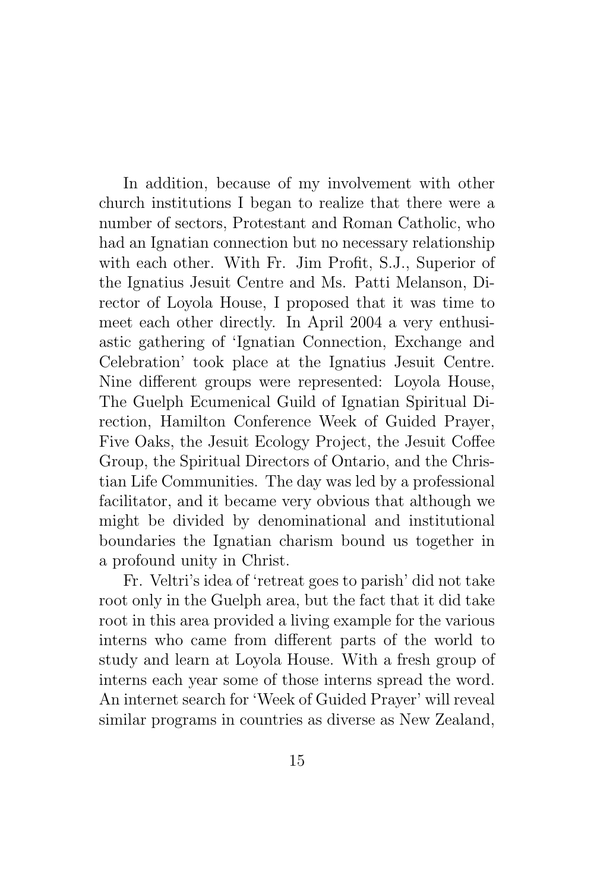In addition, because of my involvement with other church institutions I began to realize that there were a number of sectors, Protestant and Roman Catholic, who had an Ignatian connection but no necessary relationship with each other. With Fr. Jim Profit, S.J., Superior of the Ignatius Jesuit Centre and Ms. Patti Melanson, Director of Loyola House, I proposed that it was time to meet each other directly. In April 2004 a very enthusiastic gathering of 'Ignatian Connection, Exchange and Celebration' took place at the Ignatius Jesuit Centre. Nine different groups were represented: Loyola House, The Guelph Ecumenical Guild of Ignatian Spiritual Direction, Hamilton Conference Week of Guided Prayer, Five Oaks, the Jesuit Ecology Project, the Jesuit Coffee Group, the Spiritual Directors of Ontario, and the Christian Life Communities. The day was led by a professional facilitator, and it became very obvious that although we might be divided by denominational and institutional boundaries the Ignatian charism bound us together in a profound unity in Christ.

Fr. Veltri's idea of 'retreat goes to parish' did not take root only in the Guelph area, but the fact that it did take root in this area provided a living example for the various interns who came from different parts of the world to study and learn at Loyola House. With a fresh group of interns each year some of those interns spread the word. An internet search for 'Week of Guided Prayer' will reveal similar programs in countries as diverse as New Zealand,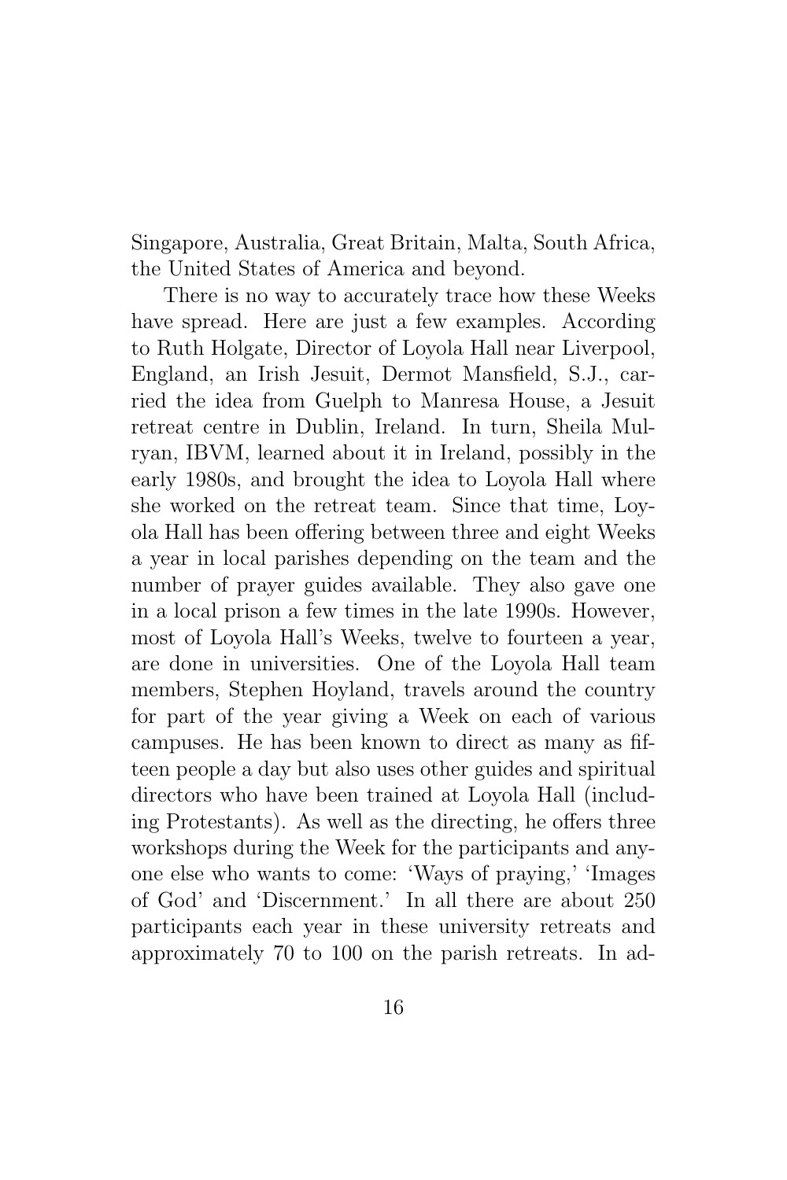Singapore, Australia, Great Britain, Malta, South Africa, the United States of America and beyond.

There is no way to accurately trace how these Weeks have spread. Here are just a few examples. According to Ruth Holgate, Director of Loyola Hall near Liverpool, England, an Irish Jesuit, Dermot Mansfield, S.J., carried the idea from Guelph to Manresa House, a Jesuit retreat centre in Dublin, Ireland. In turn, Sheila Mulryan, IBVM, learned about it in Ireland, possibly in the early 1980s, and brought the idea to Loyola Hall where she worked on the retreat team. Since that time, Loyola Hall has been offering between three and eight Weeks a year in local parishes depending on the team and the number of prayer guides available. They also gave one in a local prison a few times in the late 1990s. However, most of Loyola Hall's Weeks, twelve to fourteen a year, are done in universities. One of the Loyola Hall team members, Stephen Hoyland, travels around the country for part of the year giving a Week on each of various campuses. He has been known to direct as many as fifteen people a day but also uses other guides and spiritual directors who have been trained at Loyola Hall (including Protestants). As well as the directing, he offers three workshops during the Week for the participants and anyone else who wants to come: 'Ways of praying,' 'Images of God' and 'Discernment.' In all there are about 250 participants each year in these university retreats and approximately 70 to 100 on the parish retreats. In ad-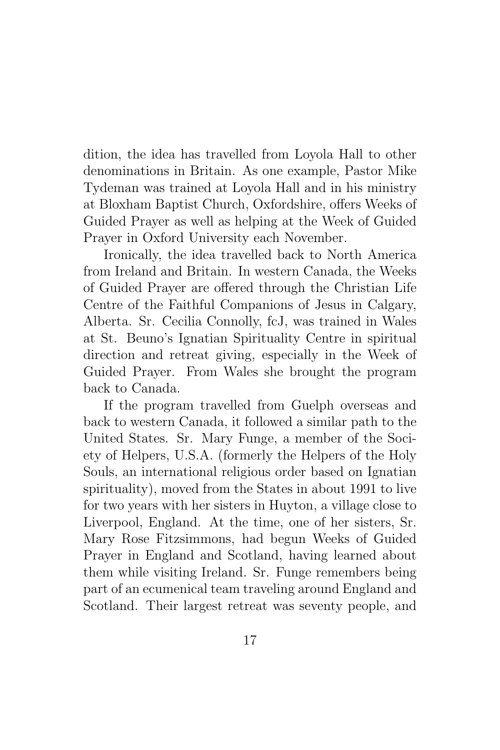dition, the idea has travelled from Loyola Hall to other denominations in Britain. As one example, Pastor Mike Tydeman was trained at Loyola Hall and in his ministry at Bloxham Baptist Church, Oxfordshire, offers Weeks of Guided Prayer as well as helping at the Week of Guided Prayer in Oxford University each November.

Ironically, the idea travelled back to North America from Ireland and Britain. In western Canada, the Weeks of Guided Prayer are offered through the Christian Life Centre of the Faithful Companions of Jesus in Calgary, Alberta. Sr. Cecilia Connolly, fcJ, was trained in Wales at St. Beuno's Ignatian Spirituality Centre in spiritual direction and retreat giving, especially in the Week of Guided Prayer. From Wales she brought the program back to Canada.

If the program travelled from Guelph overseas and back to western Canada, it followed a similar path to the United States. Sr. Mary Funge, a member of the Society of Helpers, U.S.A. (formerly the Helpers of the Holy Souls, an international religious order based on Ignatian spirituality), moved from the States in about 1991 to live for two years with her sisters in Huyton, a village close to Liverpool, England. At the time, one of her sisters, Sr. Mary Rose Fitzsimmons, had begun Weeks of Guided Prayer in England and Scotland, having learned about them while visiting Ireland. Sr. Funge remembers being part of an ecumenical team traveling around England and Scotland. Their largest retreat was seventy people, and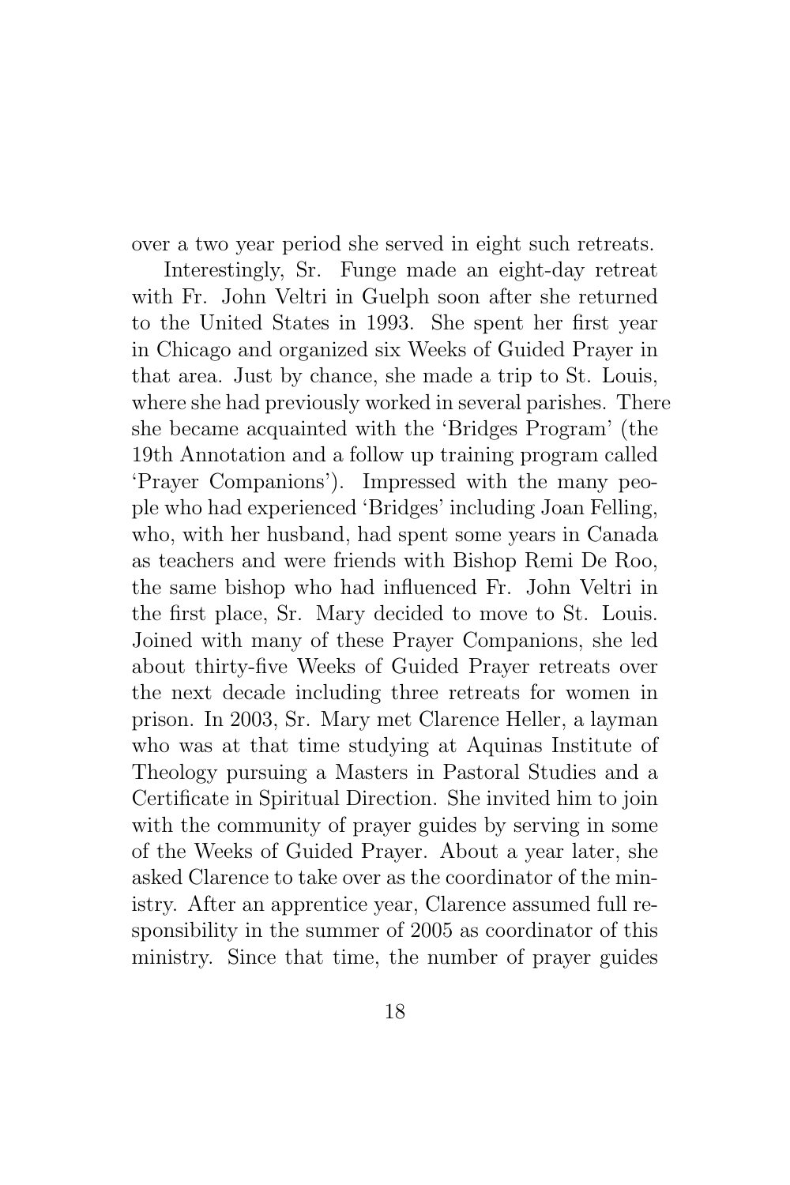over a two year period she served in eight such retreats.

Interestingly, Sr. Funge made an eight-day retreat with Fr. John Veltri in Guelph soon after she returned to the United States in 1993. She spent her first year in Chicago and organized six Weeks of Guided Prayer in that area. Just by chance, she made a trip to St. Louis, where she had previously worked in several parishes. There she became acquainted with the 'Bridges Program' (the 19th Annotation and a follow up training program called 'Prayer Companions'). Impressed with the many people who had experienced 'Bridges' including Joan Felling, who, with her husband, had spent some years in Canada as teachers and were friends with Bishop Remi De Roo, the same bishop who had influenced Fr. John Veltri in the first place, Sr. Mary decided to move to St. Louis. Joined with many of these Prayer Companions, she led about thirty-five Weeks of Guided Prayer retreats over the next decade including three retreats for women in prison. In 2003, Sr. Mary met Clarence Heller, a layman who was at that time studying at Aquinas Institute of Theology pursuing a Masters in Pastoral Studies and a Certificate in Spiritual Direction. She invited him to join with the community of prayer guides by serving in some of the Weeks of Guided Prayer. About a year later, she asked Clarence to take over as the coordinator of the ministry. After an apprentice year, Clarence assumed full responsibility in the summer of 2005 as coordinator of this ministry. Since that time, the number of prayer guides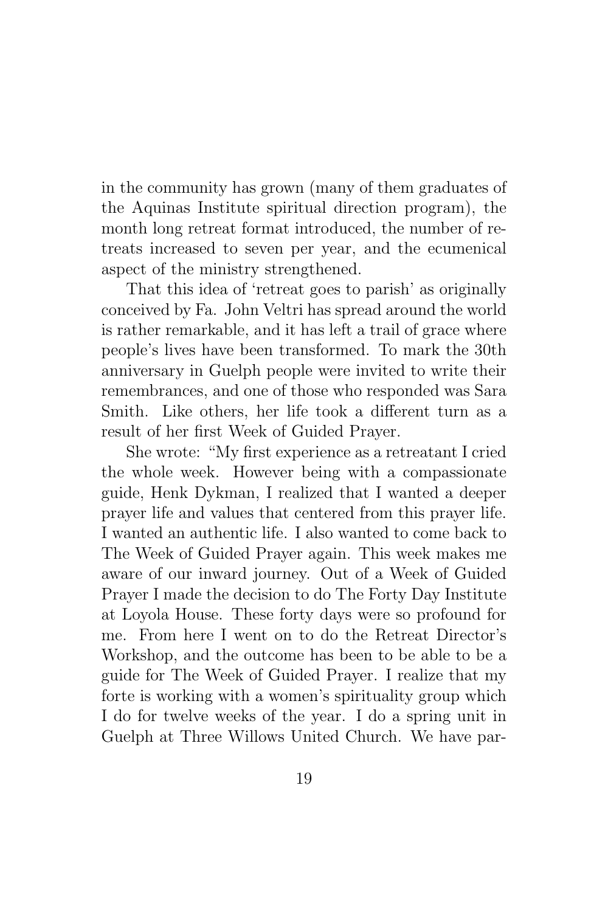in the community has grown (many of them graduates of the Aquinas Institute spiritual direction program), the month long retreat format introduced, the number of retreats increased to seven per year, and the ecumenical aspect of the ministry strengthened.

That this idea of 'retreat goes to parish' as originally conceived by Fa. John Veltri has spread around the world is rather remarkable, and it has left a trail of grace where people's lives have been transformed. To mark the 30th anniversary in Guelph people were invited to write their remembrances, and one of those who responded was Sara Smith. Like others, her life took a different turn as a result of her first Week of Guided Prayer.

She wrote: "My first experience as a retreatant I cried the whole week. However being with a compassionate guide, Henk Dykman, I realized that I wanted a deeper prayer life and values that centered from this prayer life. I wanted an authentic life. I also wanted to come back to The Week of Guided Prayer again. This week makes me aware of our inward journey. Out of a Week of Guided Prayer I made the decision to do The Forty Day Institute at Loyola House. These forty days were so profound for me. From here I went on to do the Retreat Director's Workshop, and the outcome has been to be able to be a guide for The Week of Guided Prayer. I realize that my forte is working with a women's spirituality group which I do for twelve weeks of the year. I do a spring unit in Guelph at Three Willows United Church. We have par-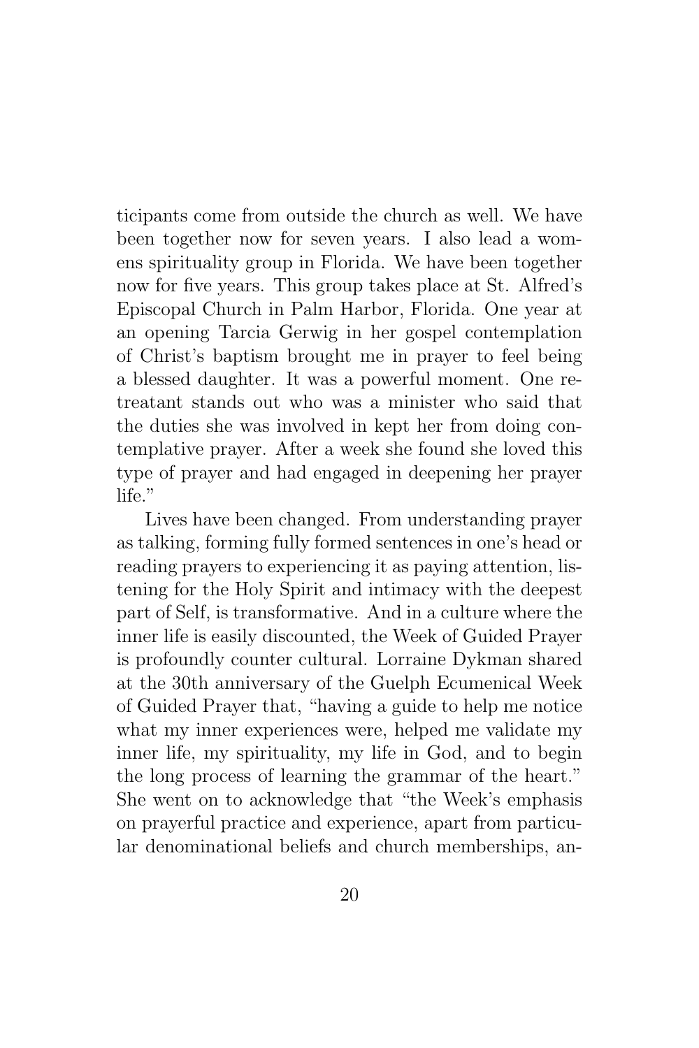ticipants come from outside the church as well. We have been together now for seven years. I also lead a womens spirituality group in Florida. We have been together now for five years. This group takes place at St. Alfred's Episcopal Church in Palm Harbor, Florida. One year at an opening Tarcia Gerwig in her gospel contemplation of Christ's baptism brought me in prayer to feel being a blessed daughter. It was a powerful moment. One retreatant stands out who was a minister who said that the duties she was involved in kept her from doing contemplative prayer. After a week she found she loved this type of prayer and had engaged in deepening her prayer life."

Lives have been changed. From understanding prayer as talking, forming fully formed sentences in one's head or reading prayers to experiencing it as paying attention, listening for the Holy Spirit and intimacy with the deepest part of Self, is transformative. And in a culture where the inner life is easily discounted, the Week of Guided Prayer is profoundly counter cultural. Lorraine Dykman shared at the 30th anniversary of the Guelph Ecumenical Week of Guided Prayer that, "having a guide to help me notice what my inner experiences were, helped me validate my inner life, my spirituality, my life in God, and to begin the long process of learning the grammar of the heart." She went on to acknowledge that "the Week's emphasis on prayerful practice and experience, apart from particular denominational beliefs and church memberships, an-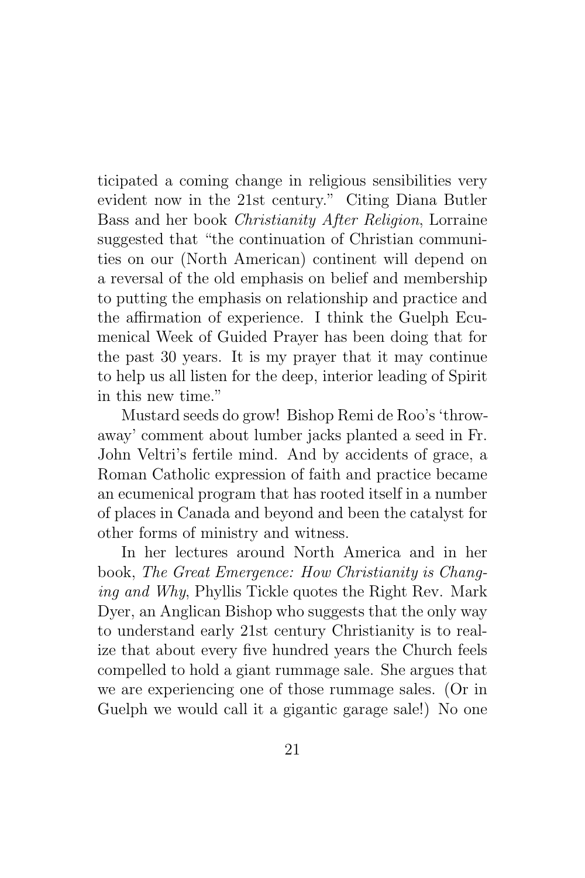ticipated a coming change in religious sensibilities very evident now in the 21st century." Citing Diana Butler Bass and her book *Christianity After Religion*, Lorraine suggested that "the continuation of Christian communities on our (North American) continent will depend on a reversal of the old emphasis on belief and membership to putting the emphasis on relationship and practice and the affirmation of experience. I think the Guelph Ecumenical Week of Guided Prayer has been doing that for the past 30 years. It is my prayer that it may continue to help us all listen for the deep, interior leading of Spirit in this new time."

Mustard seeds do grow! Bishop Remi de Roo's 'throw-away' comment about lumber jacks planted a seed in Fr. John Veltri's fertile mind. And by accidents of grace, a Roman Catholic expression of faith and practice became an ecumenical program that has rooted itself in a number of places in Canada and beyond and been the catalyst for other forms of ministry and witness.

In her lectures around North America and in her book, *The Great Emergence: How Christianity is Changing and Why*, Phyllis Tickle quotes the Right Rev. Mark Dyer, an Anglican Bishop who suggests that the only way to understand early 21st century Christianity is to realize that about every five hundred years the Church feels compelled to hold a giant rummage sale. She argues that we are experiencing one of those rummage sales. (Or in Guelph we would call it a gigantic garage sale!) No one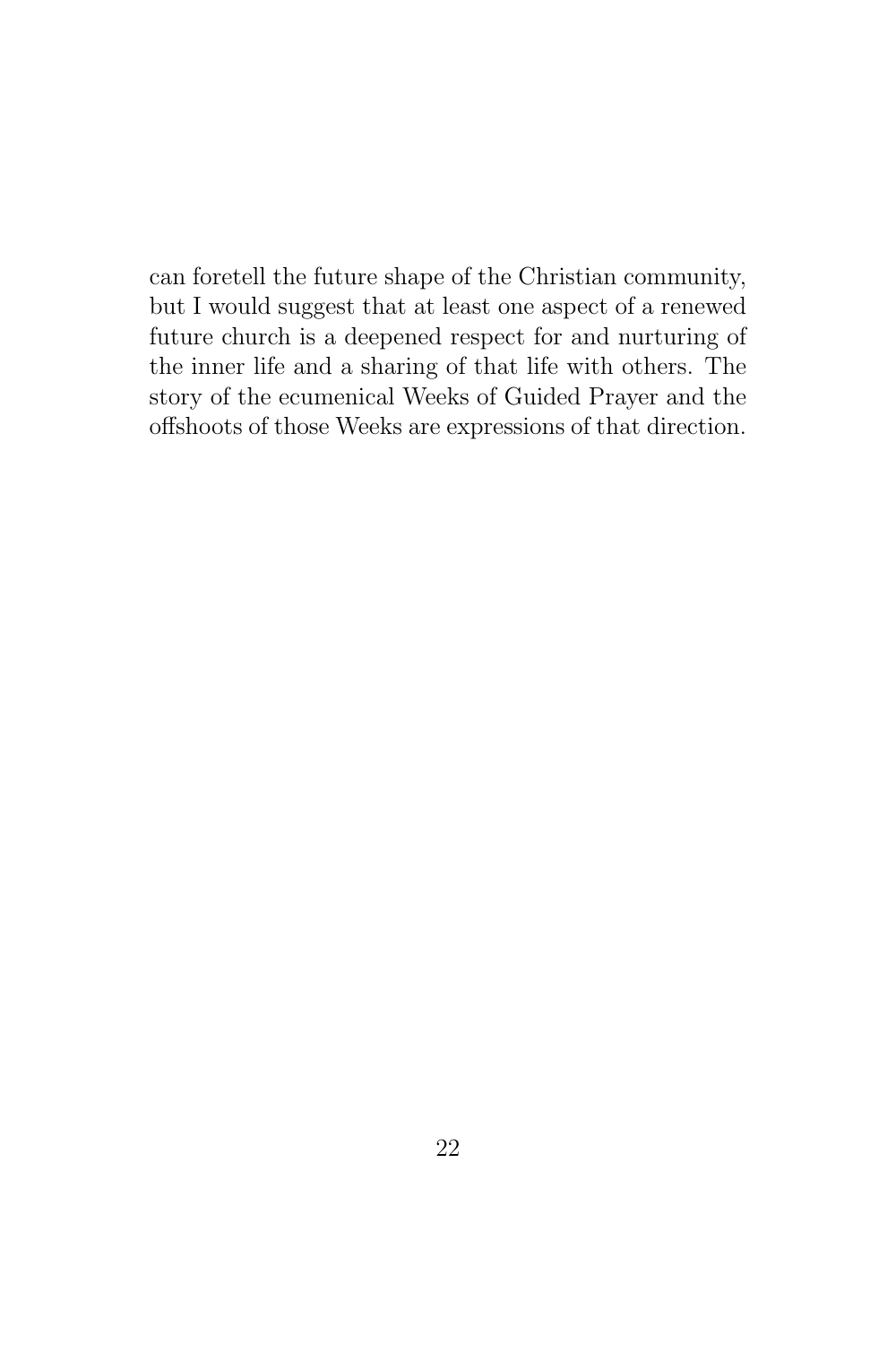can foretell the future shape of the Christian community, but I would suggest that at least one aspect of a renewed future church is a deepened respect for and nurturing of the inner life and a sharing of that life with others. The story of the ecumenical Weeks of Guided Prayer and the offshoots of those Weeks are expressions of that direction.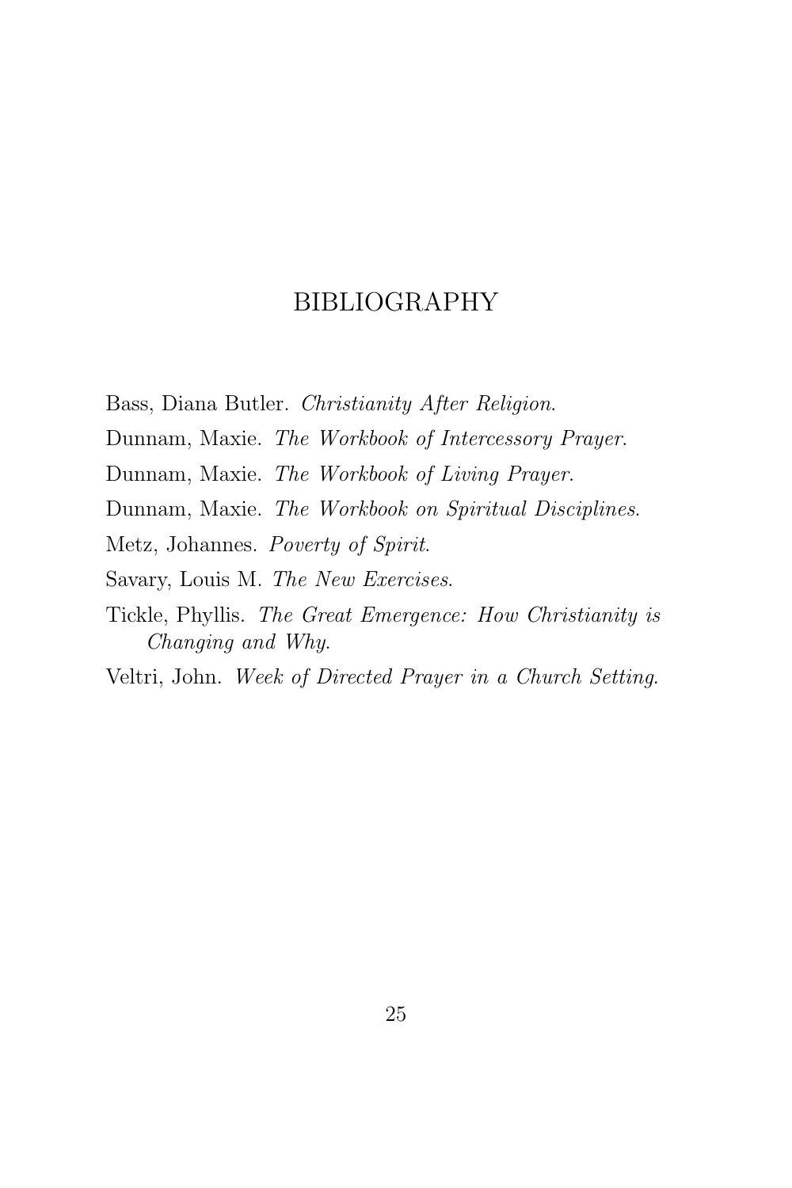# BIBLIOGRAPHY

Bass, Diana Butler. *Christianity After Religion.*

Dunnam, Maxie. *The Workbook of Intercessory Prayer.*

Dunnam, Maxie. *The Workbook of Living Prayer.*

Dunnam, Maxie. *The Workbook on Spiritual Disciplines.*

Metz, Johannes. *Poverty of Spirit.*

Savary, Louis M. *The New Exercises.*

Tickle, Phyllis. *The Great Emergence: How Christianity is Changing and Why.*

Veltri, John. *Week of Directed Prayer in a Church Setting.*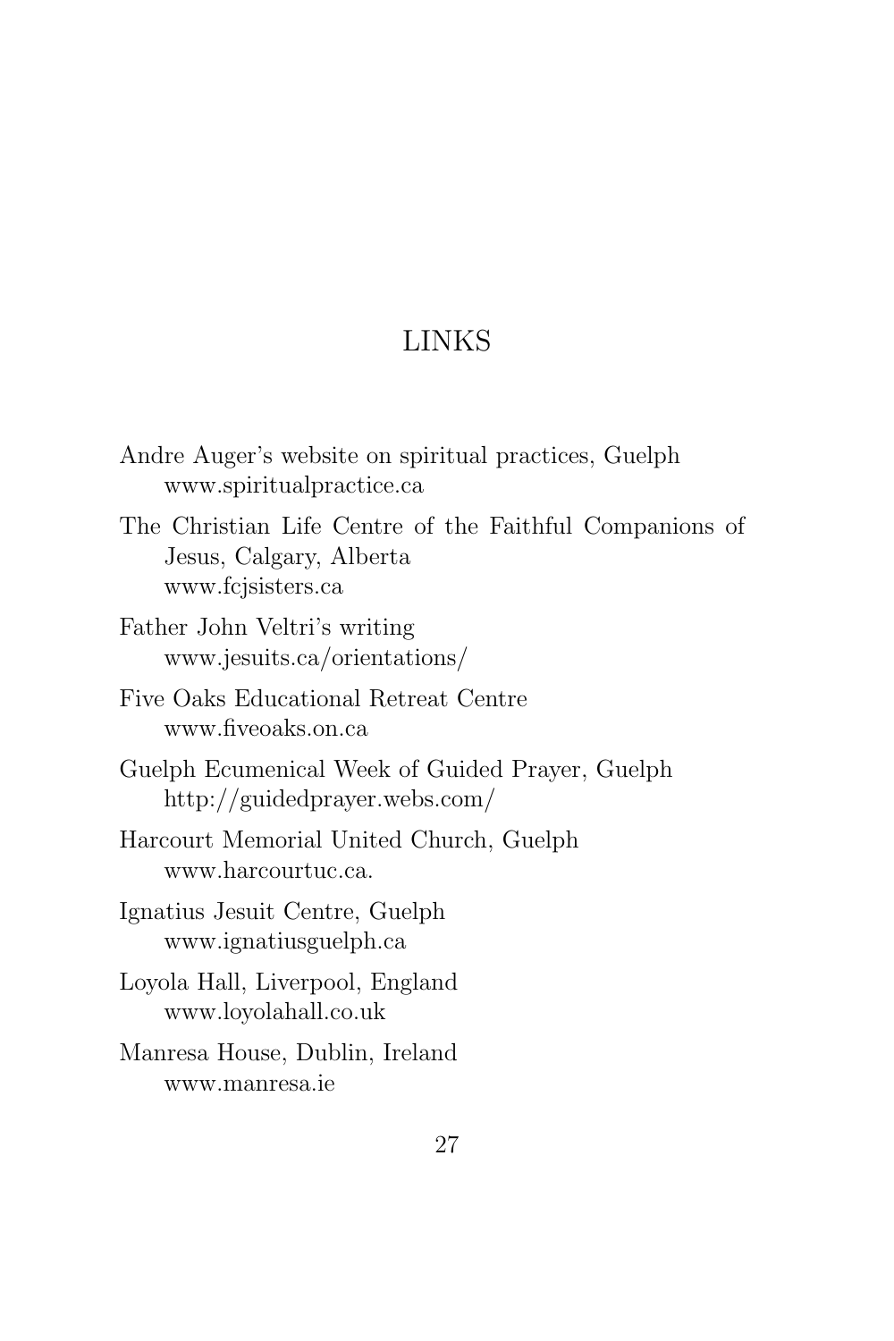# LINKS

Andre Auger's website on spiritual practices, Guelph
www.spiritualpractice.ca

The Christian Life Centre of the Faithful Companions of Jesus, Calgary, Alberta
www.fcjsisters.ca

Father John Veltri's writing
www.jesuits.ca/orientations/

Five Oaks Educational Retreat Centre
www.fiveoaks.on.ca

Guelph Ecumenical Week of Guided Prayer, Guelph
http://guidedprayer.webs.com/

Harcourt Memorial United Church, Guelph
www.harcourtuc.ca.

Ignatius Jesuit Centre, Guelph
www.ignatiusguelph.ca

Loyola Hall, Liverpool, England
www.loyolahall.co.uk

Manresa House, Dublin, Ireland
www.manresa.ie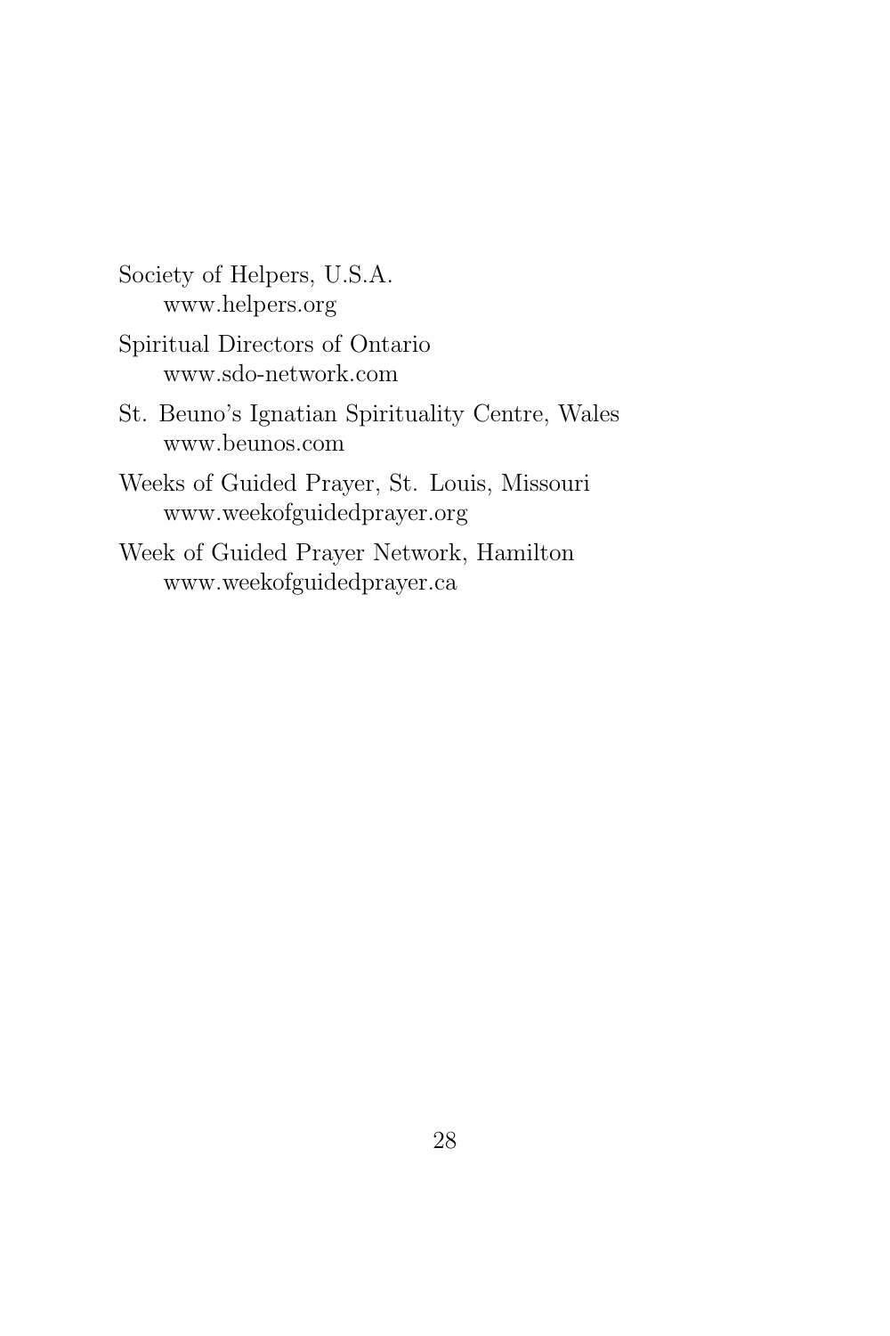Society of Helpers, U.S.A.
 www.helpers.org

Spiritual Directors of Ontario
 www.sdo-network.com

St. Beuno's Ignatian Spirituality Centre, Wales
 www.beunos.com

Weeks of Guided Prayer, St. Louis, Missouri
 www.weekofguidedprayer.org

Week of Guided Prayer Network, Hamilton
 www.weekofguidedprayer.ca